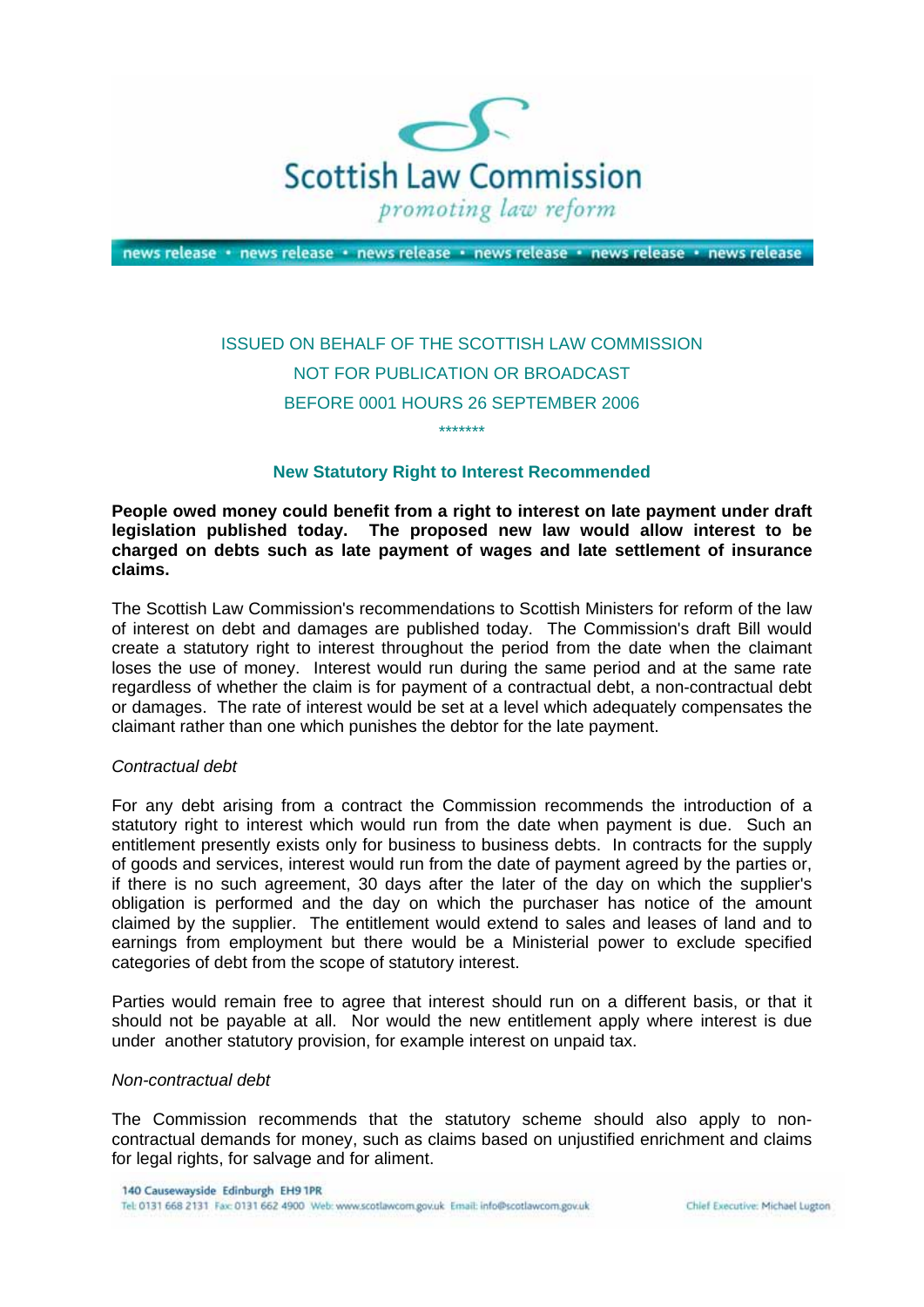Scottish Law Commission

*promoting law reform*

news release • news release • news release • news release • news release • news release

ISSUED ON BEHALF OF THE SCOTTISH LAW COMMISSION

NOT FOR PUBLICATION OR BROADCAST

BEFORE 0001 HOURS 26 SEPTEMBER 2006

*******

## New Statutory Right to Interest Recommended

**People owed money could benefit from a right to interest on late payment under draft legislation published today. The proposed new law would allow interest to be charged on debts such as late payment of wages and late settlement of insurance claims.**

The Scottish Law Commission's recommendations to Scottish Ministers for reform of the law of interest on debt and damages are published today. The Commission's draft Bill would create a statutory right to interest throughout the period from the date when the claimant loses the use of money. Interest would run during the same period and at the same rate regardless of whether the claim is for payment of a contractual debt, a non-contractual debt or damages. The rate of interest would be set at a level which adequately compensates the claimant rather than one which punishes the debtor for the late payment.

### *Contractual debt*

For any debt arising from a contract the Commission recommends the introduction of a statutory right to interest which would run from the date when payment is due. Such an entitlement presently exists only for business to business debts. In contracts for the supply of goods and services, interest would run from the date of payment agreed by the parties or, if there is no such agreement, 30 days after the later of the day on which the supplier's obligation is performed and the day on which the purchaser has notice of the amount claimed by the supplier. The entitlement would extend to sales and leases of land and to earnings from employment but there would be a Ministerial power to exclude specified categories of debt from the scope of statutory interest.

Parties would remain free to agree that interest should run on a different basis, or that it should not be payable at all. Nor would the new entitlement apply where interest is due under another statutory provision, for example interest on unpaid tax.

### *Non-contractual debt*

The Commission recommends that the statutory scheme should also apply to non-contractual demands for money, such as claims based on unjustified enrichment and claims for legal rights, for salvage and for aliment.

140 Causewayside Edinburgh EH9 1PR
Tel: 0131 668 2131 Fax: 0131 662 4900 Web: www.scotlawcom.gov.uk Email: info@scotlawcom.gov.uk
Chief Executive: Michael Lugton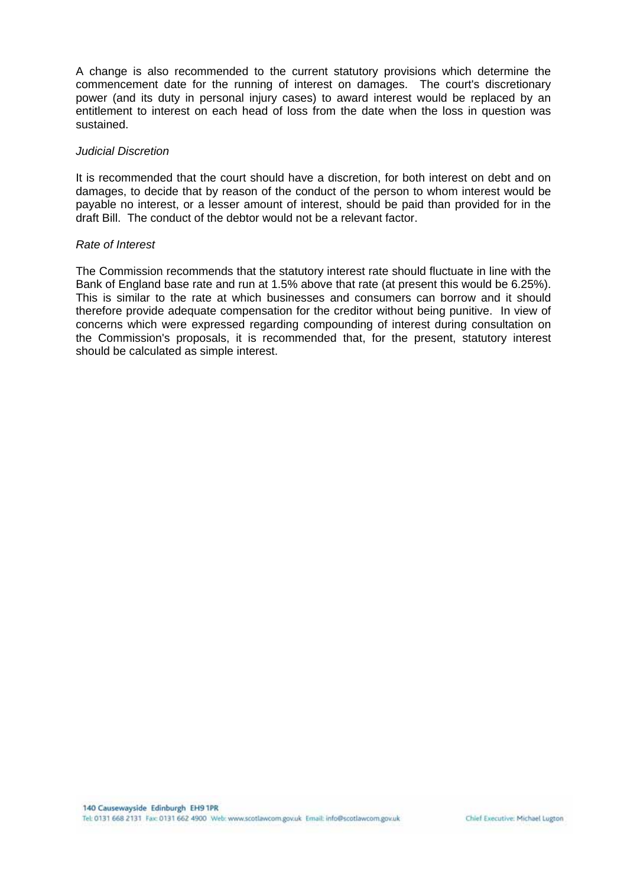A change is also recommended to the current statutory provisions which determine the commencement date for the running of interest on damages. The court's discretionary power (and its duty in personal injury cases) to award interest would be replaced by an entitlement to interest on each head of loss from the date when the loss in question was sustained.

*Judicial Discretion*

It is recommended that the court should have a discretion, for both interest on debt and on damages, to decide that by reason of the conduct of the person to whom interest would be payable no interest, or a lesser amount of interest, should be paid than provided for in the draft Bill. The conduct of the debtor would not be a relevant factor.

*Rate of Interest*

The Commission recommends that the statutory interest rate should fluctuate in line with the Bank of England base rate and run at 1.5% above that rate (at present this would be 6.25%). This is similar to the rate at which businesses and consumers can borrow and it should therefore provide adequate compensation for the creditor without being punitive. In view of concerns which were expressed regarding compounding of interest during consultation on the Commission's proposals, it is recommended that, for the present, statutory interest should be calculated as simple interest.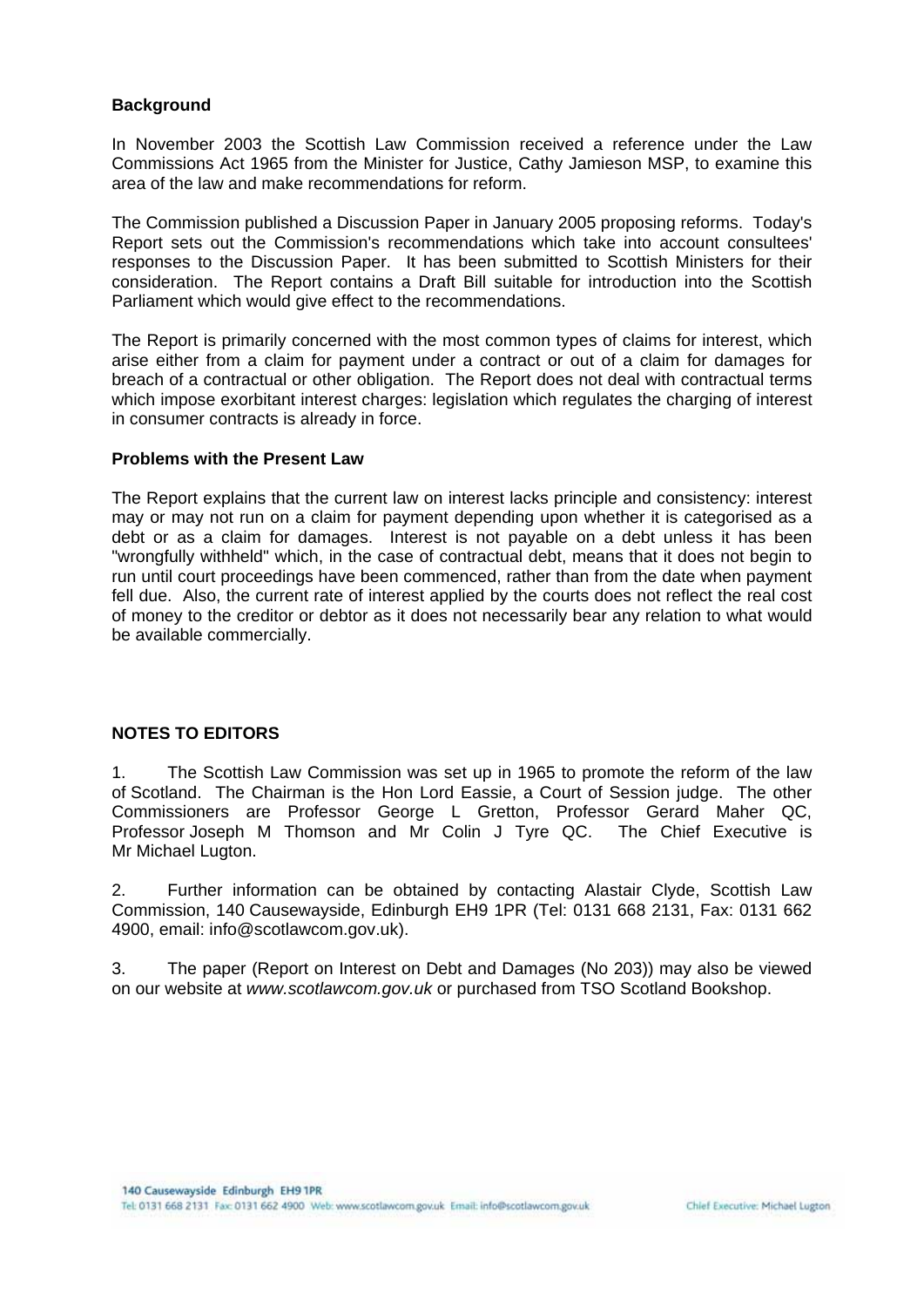**Background**

In November 2003 the Scottish Law Commission received a reference under the Law Commissions Act 1965 from the Minister for Justice, Cathy Jamieson MSP, to examine this area of the law and make recommendations for reform.

The Commission published a Discussion Paper in January 2005 proposing reforms. Today's Report sets out the Commission's recommendations which take into account consultees' responses to the Discussion Paper. It has been submitted to Scottish Ministers for their consideration. The Report contains a Draft Bill suitable for introduction into the Scottish Parliament which would give effect to the recommendations.

The Report is primarily concerned with the most common types of claims for interest, which arise either from a claim for payment under a contract or out of a claim for damages for breach of a contractual or other obligation. The Report does not deal with contractual terms which impose exorbitant interest charges: legislation which regulates the charging of interest in consumer contracts is already in force.

**Problems with the Present Law**

The Report explains that the current law on interest lacks principle and consistency: interest may or may not run on a claim for payment depending upon whether it is categorised as a debt or as a claim for damages. Interest is not payable on a debt unless it has been "wrongfully withheld" which, in the case of contractual debt, means that it does not begin to run until court proceedings have been commenced, rather than from the date when payment fell due. Also, the current rate of interest applied by the courts does not reflect the real cost of money to the creditor or debtor as it does not necessarily bear any relation to what would be available commercially.

**NOTES TO EDITORS**

1. The Scottish Law Commission was set up in 1965 to promote the reform of the law of Scotland. The Chairman is the Hon Lord Eassie, a Court of Session judge. The other Commissioners are Professor George L Gretton, Professor Gerard Maher QC, Professor Joseph M Thomson and Mr Colin J Tyre QC. The Chief Executive is Mr Michael Lugton.

2. Further information can be obtained by contacting Alastair Clyde, Scottish Law Commission, 140 Causewayside, Edinburgh EH9 1PR (Tel: 0131 668 2131, Fax: 0131 662 4900, email: info@scotlawcom.gov.uk).

3. The paper (Report on Interest on Debt and Damages (No 203)) may also be viewed on our website at *www.scotlawcom.gov.uk* or purchased from TSO Scotland Bookshop.